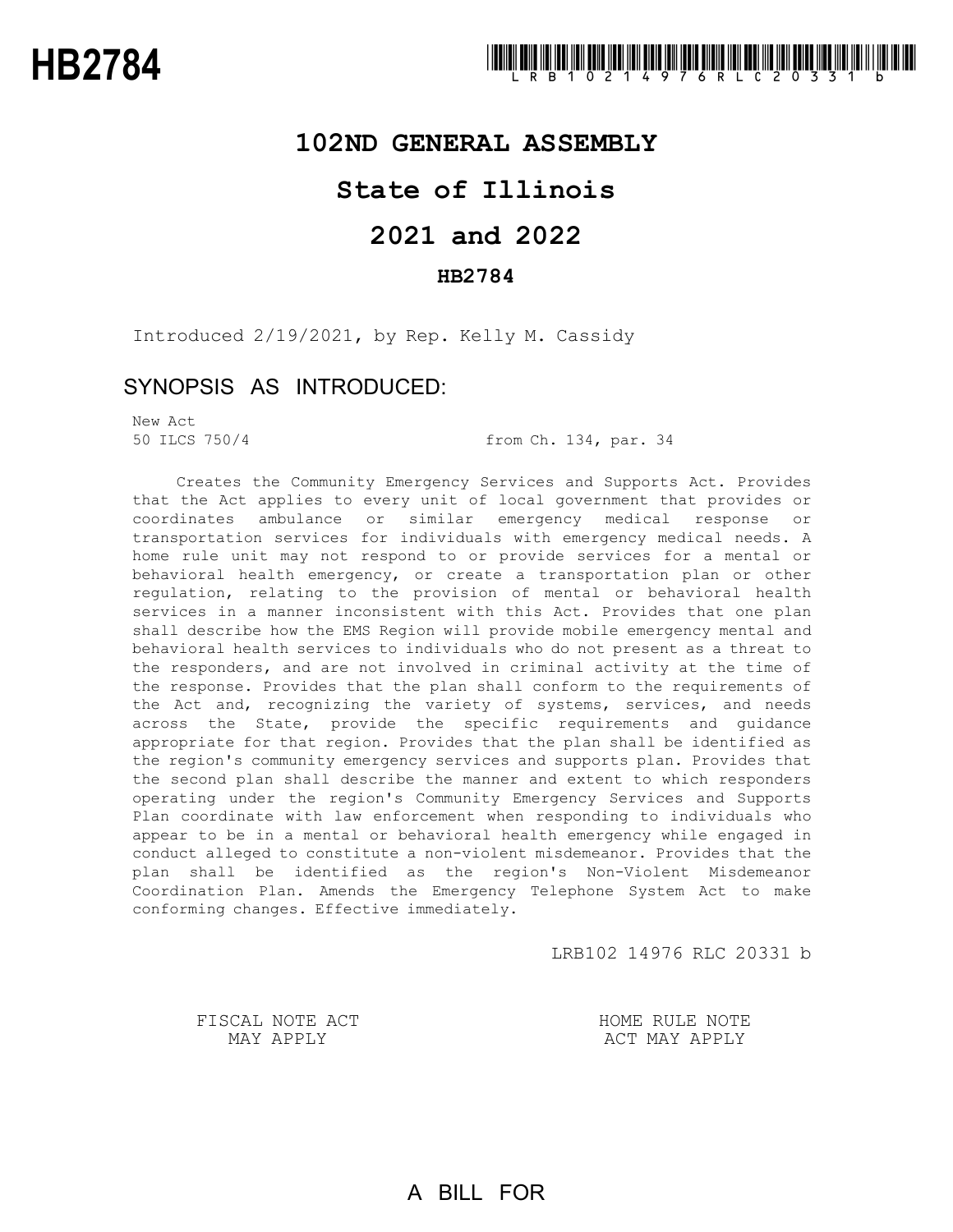# HB2784

**102ND GENERAL ASSEMBLY**

**State of Illinois**

**2021 and 2022**

**HB2784**

Introduced 2/19/2021, by Rep. Kelly M. Cassidy

## SYNOPSIS AS INTRODUCED:

New Act
50 ILCS 750/4 from Ch. 134, par. 34

Creates the Community Emergency Services and Supports Act. Provides that the Act applies to every unit of local government that provides or coordinates ambulance or similar emergency medical response or transportation services for individuals with emergency medical needs. A home rule unit may not respond to or provide services for a mental or behavioral health emergency, or create a transportation plan or other regulation, relating to the provision of mental or behavioral health services in a manner inconsistent with this Act. Provides that one plan shall describe how the EMS Region will provide mobile emergency mental and behavioral health services to individuals who do not present as a threat to the responders, and are not involved in criminal activity at the time of the response. Provides that the plan shall conform to the requirements of the Act and, recognizing the variety of systems, services, and needs across the State, provide the specific requirements and guidance appropriate for that region. Provides that the plan shall be identified as the region's community emergency services and supports plan. Provides that the second plan shall describe the manner and extent to which responders operating under the region's Community Emergency Services and Supports Plan coordinate with law enforcement when responding to individuals who appear to be in a mental or behavioral health emergency while engaged in conduct alleged to constitute a non-violent misdemeanor. Provides that the plan shall be identified as the region's Non-Violent Misdemeanor Coordination Plan. Amends the Emergency Telephone System Act to make conforming changes. Effective immediately.

LRB102 14976 RLC 20331 b

FISCAL NOTE ACT MAY APPLY

HOME RULE NOTE ACT MAY APPLY

A BILL FOR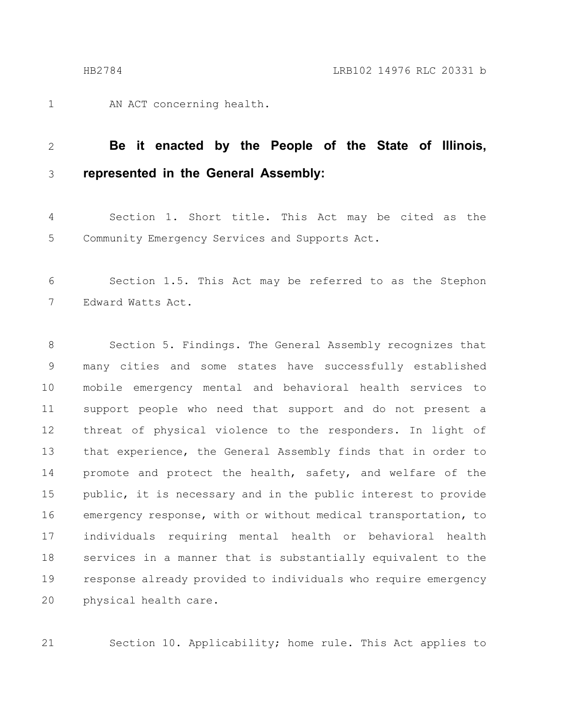AN ACT concerning health.

**Be it enacted by the People of the State of Illinois, represented in the General Assembly:**

Section 1. Short title. This Act may be cited as the Community Emergency Services and Supports Act.

Section 1.5. This Act may be referred to as the Stephon Edward Watts Act.

Section 5. Findings. The General Assembly recognizes that many cities and some states have successfully established mobile emergency mental and behavioral health services to support people who need that support and do not present a threat of physical violence to the responders. In light of that experience, the General Assembly finds that in order to promote and protect the health, safety, and welfare of the public, it is necessary and in the public interest to provide emergency response, with or without medical transportation, to individuals requiring mental health or behavioral health services in a manner that is substantially equivalent to the response already provided to individuals who require emergency physical health care.

Section 10. Applicability; home rule. This Act applies to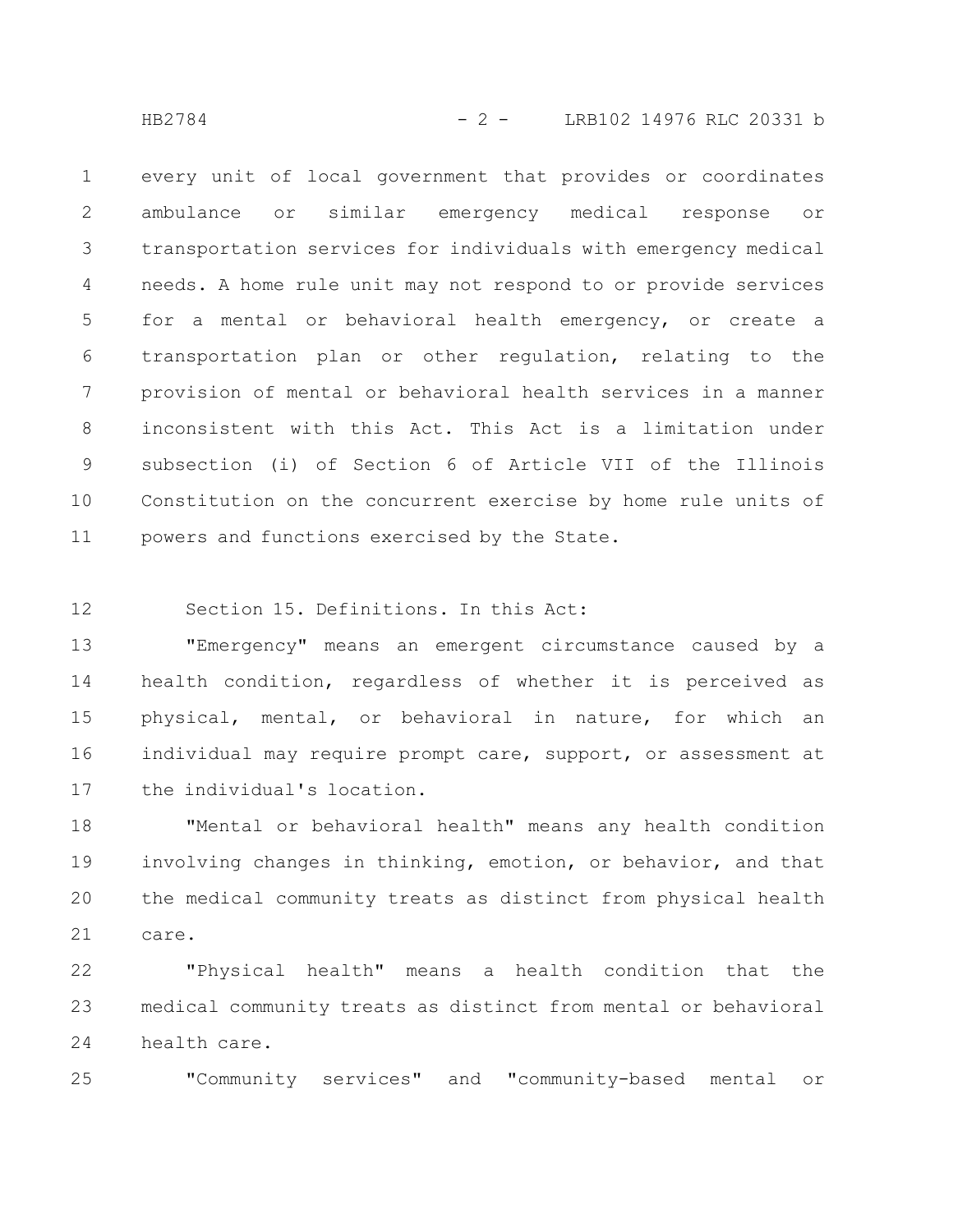every unit of local government that provides or coordinates ambulance or similar emergency medical response or transportation services for individuals with emergency medical needs. A home rule unit may not respond to or provide services for a mental or behavioral health emergency, or create a transportation plan or other regulation, relating to the provision of mental or behavioral health services in a manner inconsistent with this Act. This Act is a limitation under subsection (i) of Section 6 of Article VII of the Illinois Constitution on the concurrent exercise by home rule units of powers and functions exercised by the State.

Section 15. Definitions. In this Act:

"Emergency" means an emergent circumstance caused by a health condition, regardless of whether it is perceived as physical, mental, or behavioral in nature, for which an individual may require prompt care, support, or assessment at the individual's location.

"Mental or behavioral health" means any health condition involving changes in thinking, emotion, or behavior, and that the medical community treats as distinct from physical health care.

"Physical health" means a health condition that the medical community treats as distinct from mental or behavioral health care.

"Community services" and "community-based mental or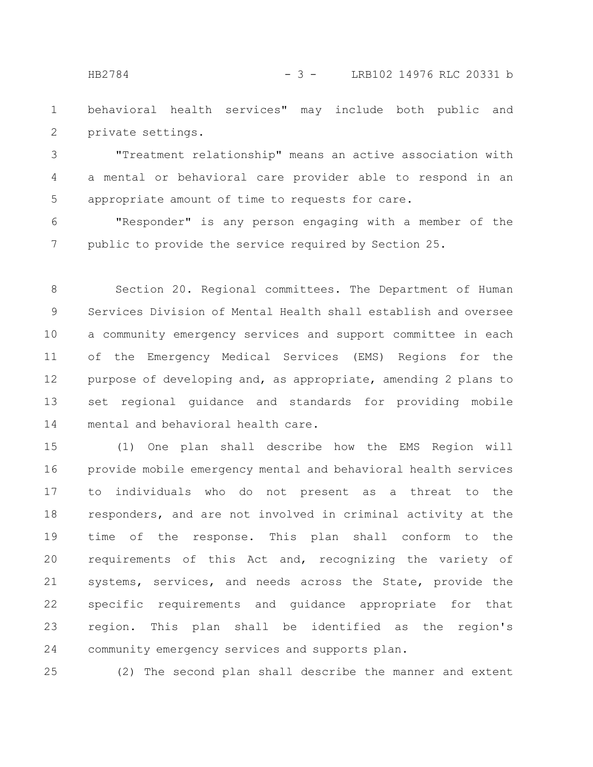behavioral health services" may include both public and private settings.

"Treatment relationship" means an active association with a mental or behavioral care provider able to respond in an appropriate amount of time to requests for care.

"Responder" is any person engaging with a member of the public to provide the service required by Section 25.

Section 20. Regional committees. The Department of Human Services Division of Mental Health shall establish and oversee a community emergency services and support committee in each of the Emergency Medical Services (EMS) Regions for the purpose of developing and, as appropriate, amending 2 plans to set regional guidance and standards for providing mobile mental and behavioral health care.

(1) One plan shall describe how the EMS Region will provide mobile emergency mental and behavioral health services to individuals who do not present as a threat to the responders, and are not involved in criminal activity at the time of the response. This plan shall conform to the requirements of this Act and, recognizing the variety of systems, services, and needs across the State, provide the specific requirements and guidance appropriate for that region. This plan shall be identified as the region's community emergency services and supports plan.

(2) The second plan shall describe the manner and extent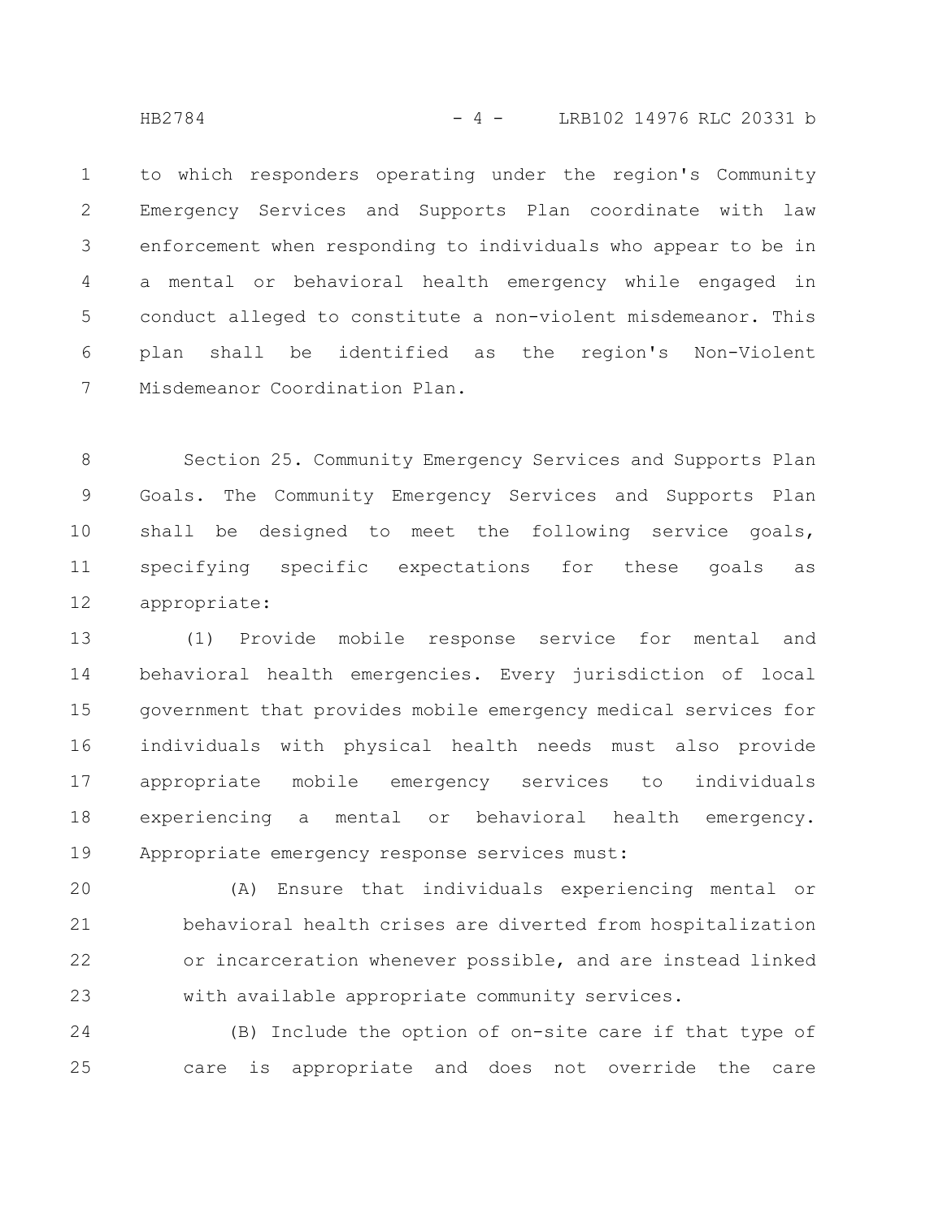to which responders operating under the region's Community Emergency Services and Supports Plan coordinate with law enforcement when responding to individuals who appear to be in a mental or behavioral health emergency while engaged in conduct alleged to constitute a non-violent misdemeanor. This plan shall be identified as the region's Non-Violent Misdemeanor Coordination Plan.

Section 25. Community Emergency Services and Supports Plan Goals. The Community Emergency Services and Supports Plan shall be designed to meet the following service goals, specifying specific expectations for these goals as appropriate:

(1) Provide mobile response service for mental and behavioral health emergencies. Every jurisdiction of local government that provides mobile emergency medical services for individuals with physical health needs must also provide appropriate mobile emergency services to individuals experiencing a mental or behavioral health emergency. Appropriate emergency response services must:

(A) Ensure that individuals experiencing mental or behavioral health crises are diverted from hospitalization or incarceration whenever possible, and are instead linked with available appropriate community services.

(B) Include the option of on-site care if that type of care is appropriate and does not override the care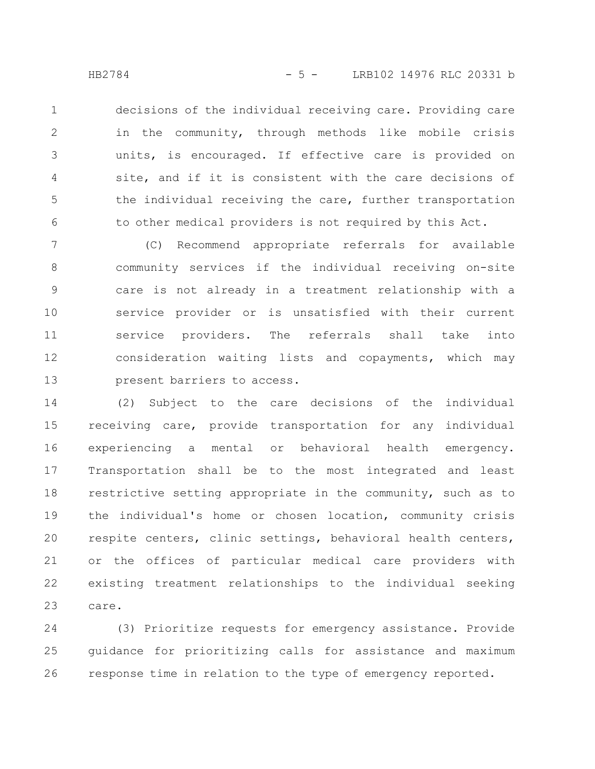decisions of the individual receiving care. Providing care in the community, through methods like mobile crisis units, is encouraged. If effective care is provided on site, and if it is consistent with the care decisions of the individual receiving the care, further transportation to other medical providers is not required by this Act.

(C) Recommend appropriate referrals for available community services if the individual receiving on-site care is not already in a treatment relationship with a service provider or is unsatisfied with their current service providers. The referrals shall take into consideration waiting lists and copayments, which may present barriers to access.

(2) Subject to the care decisions of the individual receiving care, provide transportation for any individual experiencing a mental or behavioral health emergency. Transportation shall be to the most integrated and least restrictive setting appropriate in the community, such as to the individual's home or chosen location, community crisis respite centers, clinic settings, behavioral health centers, or the offices of particular medical care providers with existing treatment relationships to the individual seeking care.

(3) Prioritize requests for emergency assistance. Provide guidance for prioritizing calls for assistance and maximum response time in relation to the type of emergency reported.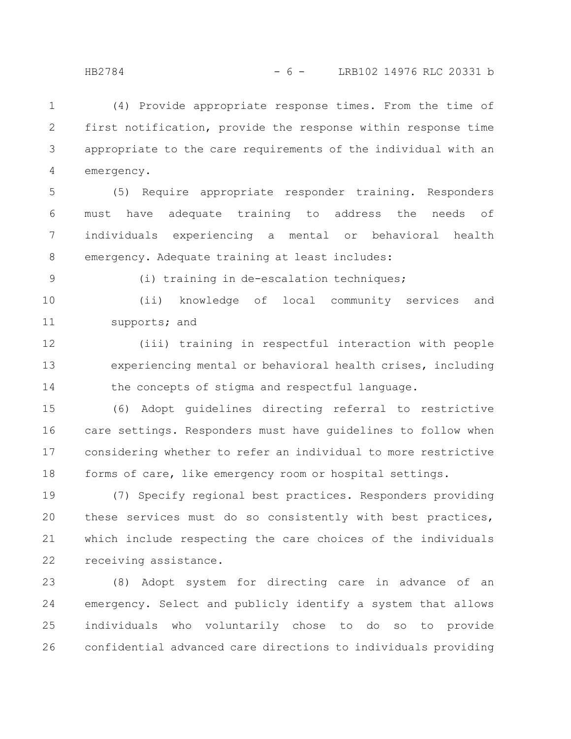(4) Provide appropriate response times. From the time of first notification, provide the response within response time appropriate to the care requirements of the individual with an emergency.

(5) Require appropriate responder training. Responders must have adequate training to address the needs of individuals experiencing a mental or behavioral health emergency. Adequate training at least includes:

(i) training in de-escalation techniques;

(ii) knowledge of local community services and supports; and

(iii) training in respectful interaction with people experiencing mental or behavioral health crises, including the concepts of stigma and respectful language.

(6) Adopt guidelines directing referral to restrictive care settings. Responders must have guidelines to follow when considering whether to refer an individual to more restrictive forms of care, like emergency room or hospital settings.

(7) Specify regional best practices. Responders providing these services must do so consistently with best practices, which include respecting the care choices of the individuals receiving assistance.

(8) Adopt system for directing care in advance of an emergency. Select and publicly identify a system that allows individuals who voluntarily chose to do so to provide confidential advanced care directions to individuals providing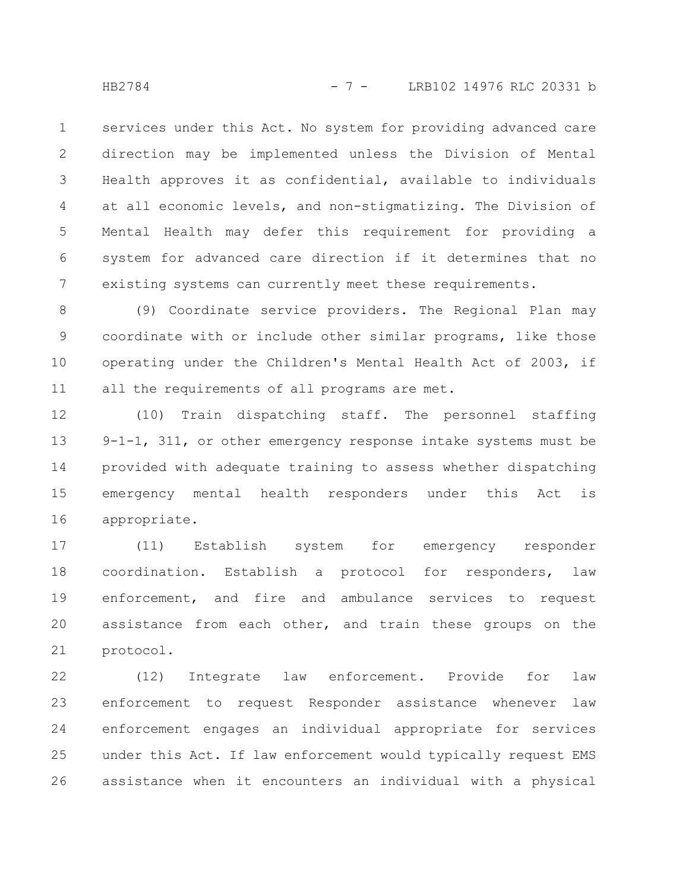services under this Act. No system for providing advanced care direction may be implemented unless the Division of Mental Health approves it as confidential, available to individuals at all economic levels, and non-stigmatizing. The Division of Mental Health may defer this requirement for providing a system for advanced care direction if it determines that no existing systems can currently meet these requirements.

(9) Coordinate service providers. The Regional Plan may coordinate with or include other similar programs, like those operating under the Children's Mental Health Act of 2003, if all the requirements of all programs are met.

(10) Train dispatching staff. The personnel staffing 9-1-1, 311, or other emergency response intake systems must be provided with adequate training to assess whether dispatching emergency mental health responders under this Act is appropriate.

(11) Establish system for emergency responder coordination. Establish a protocol for responders, law enforcement, and fire and ambulance services to request assistance from each other, and train these groups on the protocol.

(12) Integrate law enforcement. Provide for law enforcement to request Responder assistance whenever law enforcement engages an individual appropriate for services under this Act. If law enforcement would typically request EMS assistance when it encounters an individual with a physical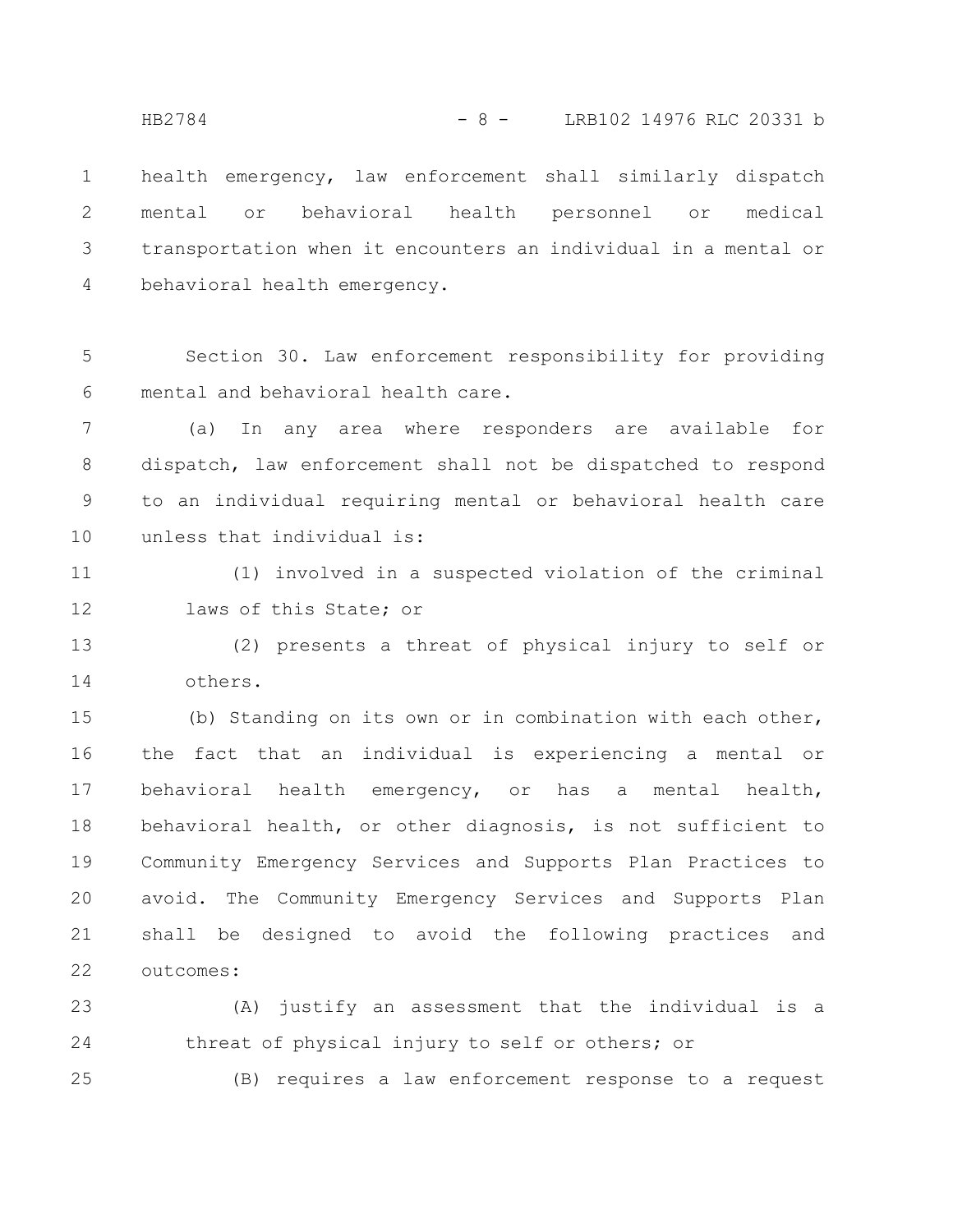health emergency, law enforcement shall similarly dispatch mental or behavioral health personnel or medical transportation when it encounters an individual in a mental or behavioral health emergency.

Section 30. Law enforcement responsibility for providing mental and behavioral health care.

(a) In any area where responders are available for dispatch, law enforcement shall not be dispatched to respond to an individual requiring mental or behavioral health care unless that individual is:

(1) involved in a suspected violation of the criminal laws of this State; or

(2) presents a threat of physical injury to self or others.

(b) Standing on its own or in combination with each other, the fact that an individual is experiencing a mental or behavioral health emergency, or has a mental health, behavioral health, or other diagnosis, is not sufficient to Community Emergency Services and Supports Plan Practices to avoid. The Community Emergency Services and Supports Plan shall be designed to avoid the following practices and outcomes:

(A) justify an assessment that the individual is a threat of physical injury to self or others; or

(B) requires a law enforcement response to a request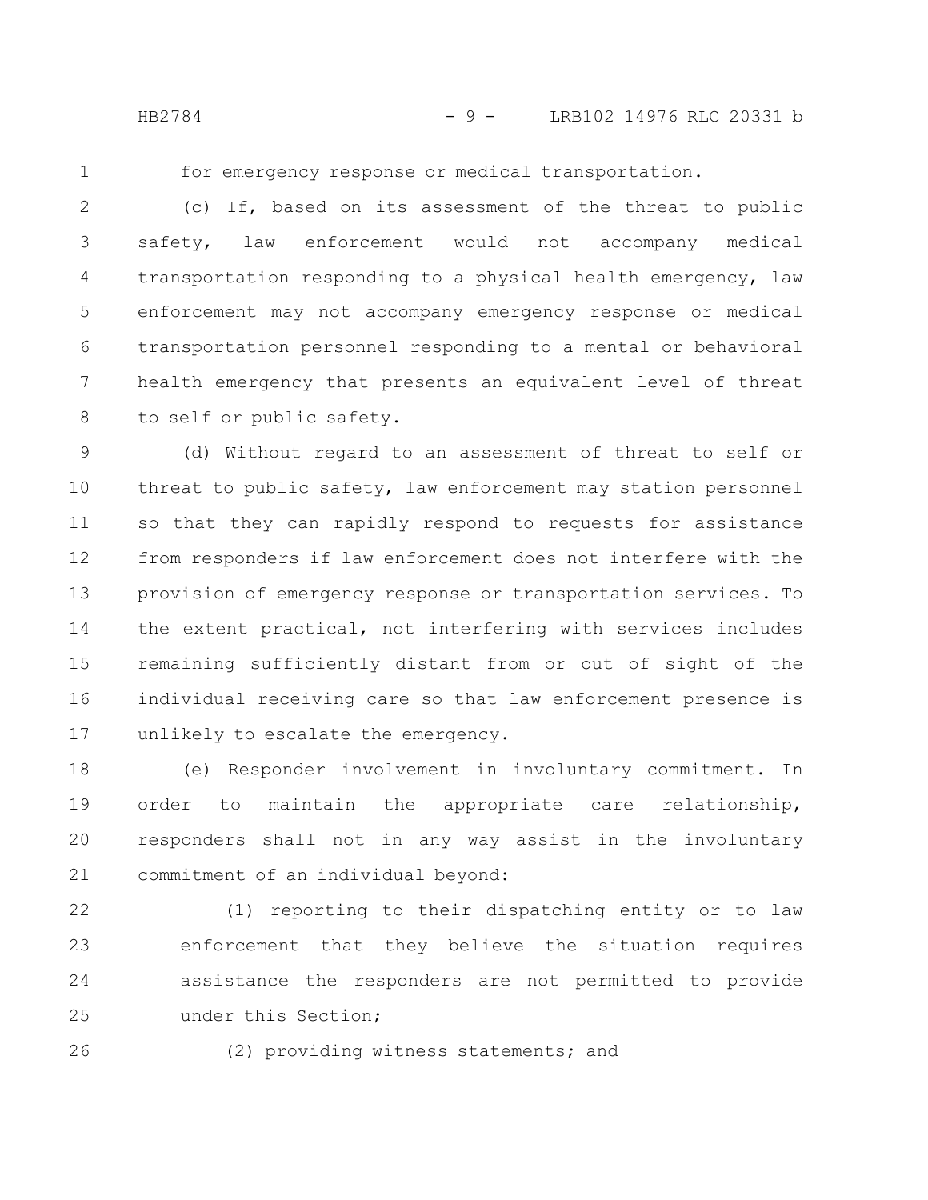for emergency response or medical transportation.

(c) If, based on its assessment of the threat to public safety, law enforcement would not accompany medical transportation responding to a physical health emergency, law enforcement may not accompany emergency response or medical transportation personnel responding to a mental or behavioral health emergency that presents an equivalent level of threat to self or public safety.

(d) Without regard to an assessment of threat to self or threat to public safety, law enforcement may station personnel so that they can rapidly respond to requests for assistance from responders if law enforcement does not interfere with the provision of emergency response or transportation services. To the extent practical, not interfering with services includes remaining sufficiently distant from or out of sight of the individual receiving care so that law enforcement presence is unlikely to escalate the emergency.

(e) Responder involvement in involuntary commitment. In order to maintain the appropriate care relationship, responders shall not in any way assist in the involuntary commitment of an individual beyond:

(1) reporting to their dispatching entity or to law enforcement that they believe the situation requires assistance the responders are not permitted to provide under this Section;

(2) providing witness statements; and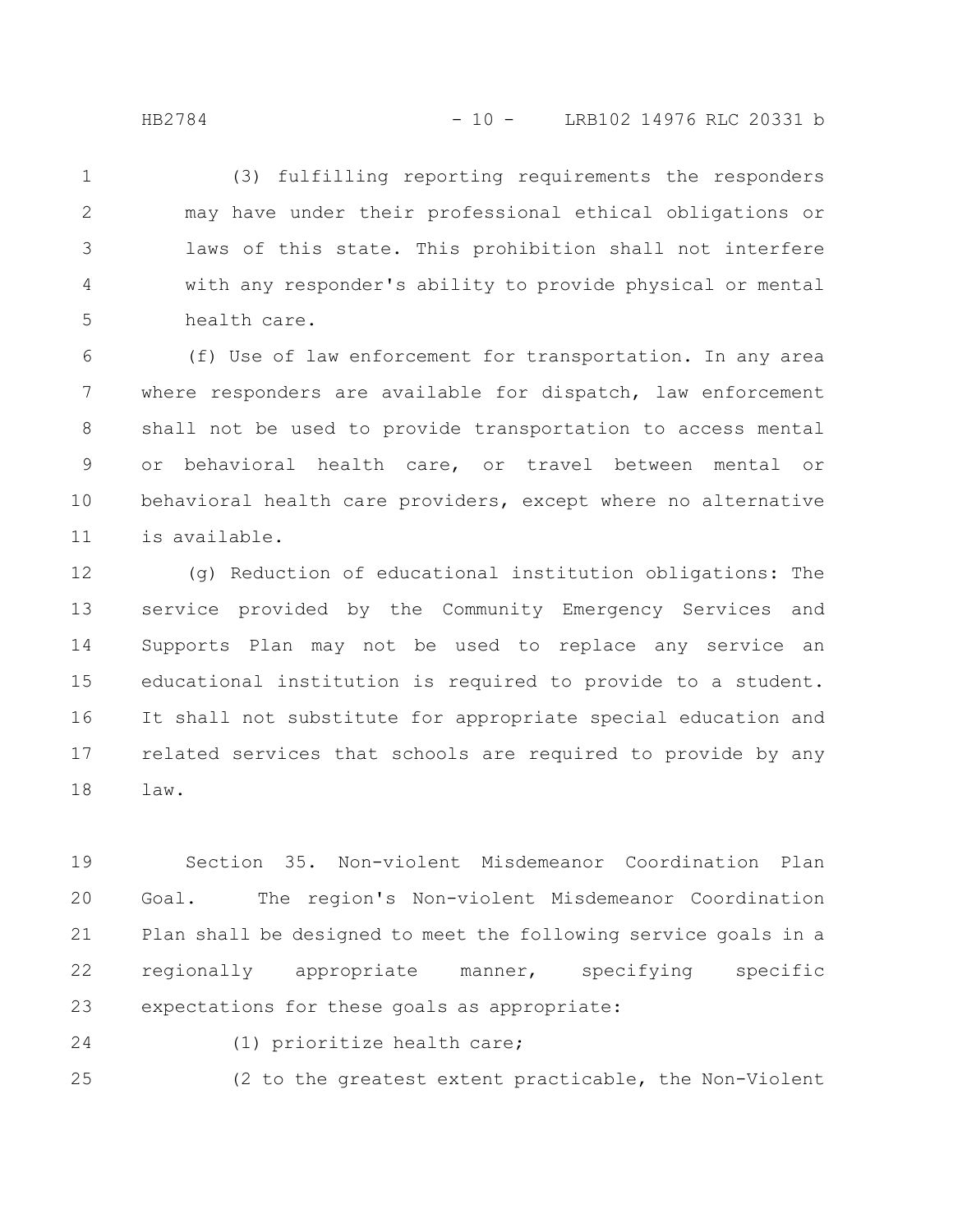(3) fulfilling reporting requirements the responders may have under their professional ethical obligations or laws of this state. This prohibition shall not interfere with any responder's ability to provide physical or mental health care.

(f) Use of law enforcement for transportation. In any area where responders are available for dispatch, law enforcement shall not be used to provide transportation to access mental or behavioral health care, or travel between mental or behavioral health care providers, except where no alternative is available.

(g) Reduction of educational institution obligations: The service provided by the Community Emergency Services and Supports Plan may not be used to replace any service an educational institution is required to provide to a student. It shall not substitute for appropriate special education and related services that schools are required to provide by any law.

Section 35. Non-violent Misdemeanor Coordination Plan Goal. The region's Non-violent Misdemeanor Coordination Plan shall be designed to meet the following service goals in a regionally appropriate manner, specifying specific expectations for these goals as appropriate:

(1) prioritize health care;

(2 to the greatest extent practicable, the Non-Violent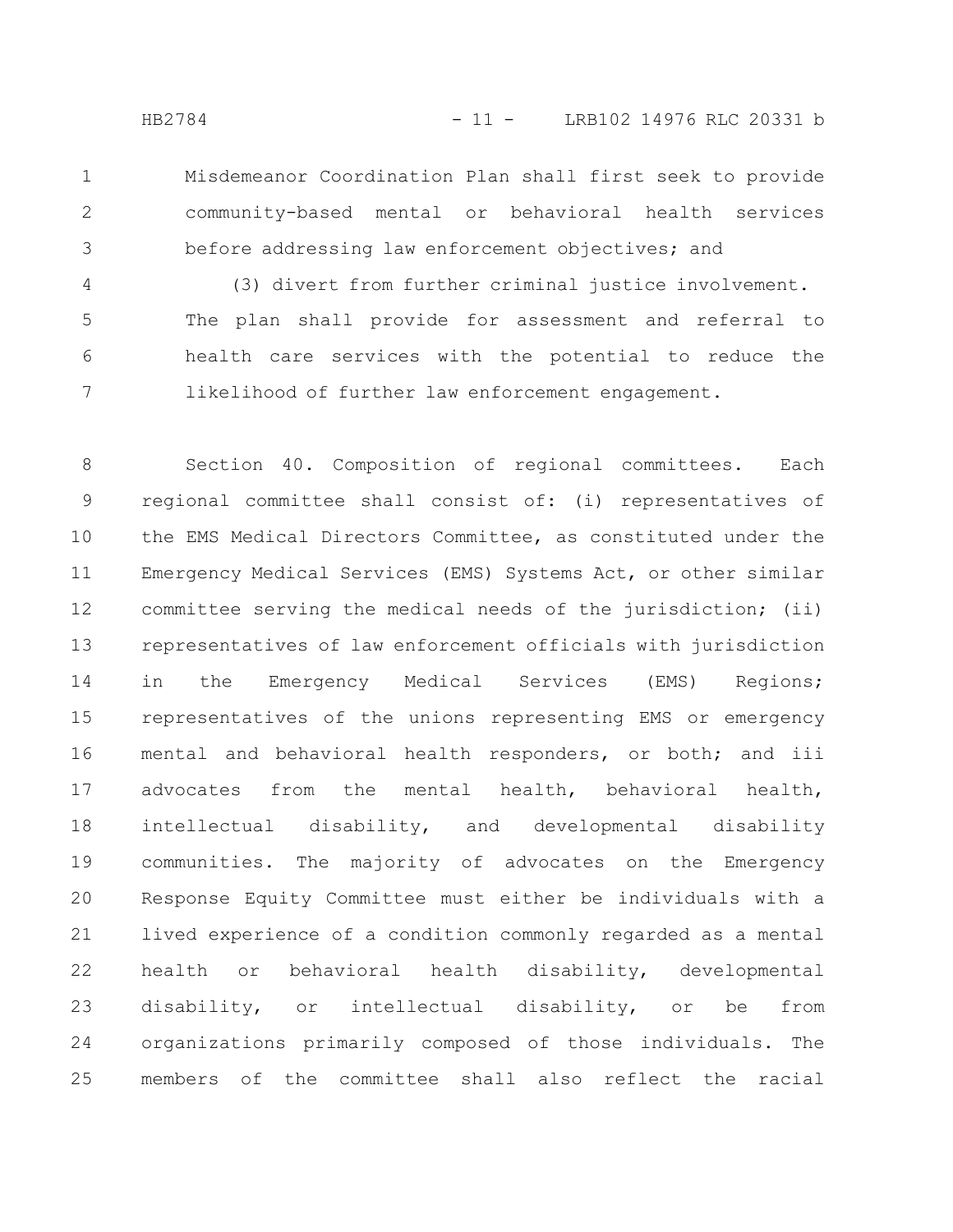Misdemeanor Coordination Plan shall first seek to provide community-based mental or behavioral health services before addressing law enforcement objectives; and

(3) divert from further criminal justice involvement. The plan shall provide for assessment and referral to health care services with the potential to reduce the likelihood of further law enforcement engagement.

Section 40. Composition of regional committees. Each regional committee shall consist of: (i) representatives of the EMS Medical Directors Committee, as constituted under the Emergency Medical Services (EMS) Systems Act, or other similar committee serving the medical needs of the jurisdiction; (ii) representatives of law enforcement officials with jurisdiction in the Emergency Medical Services (EMS) Regions; representatives of the unions representing EMS or emergency mental and behavioral health responders, or both; and iii advocates from the mental health, behavioral health, intellectual disability, and developmental disability communities. The majority of advocates on the Emergency Response Equity Committee must either be individuals with a lived experience of a condition commonly regarded as a mental health or behavioral health disability, developmental disability, or intellectual disability, or be from organizations primarily composed of those individuals. The members of the committee shall also reflect the racial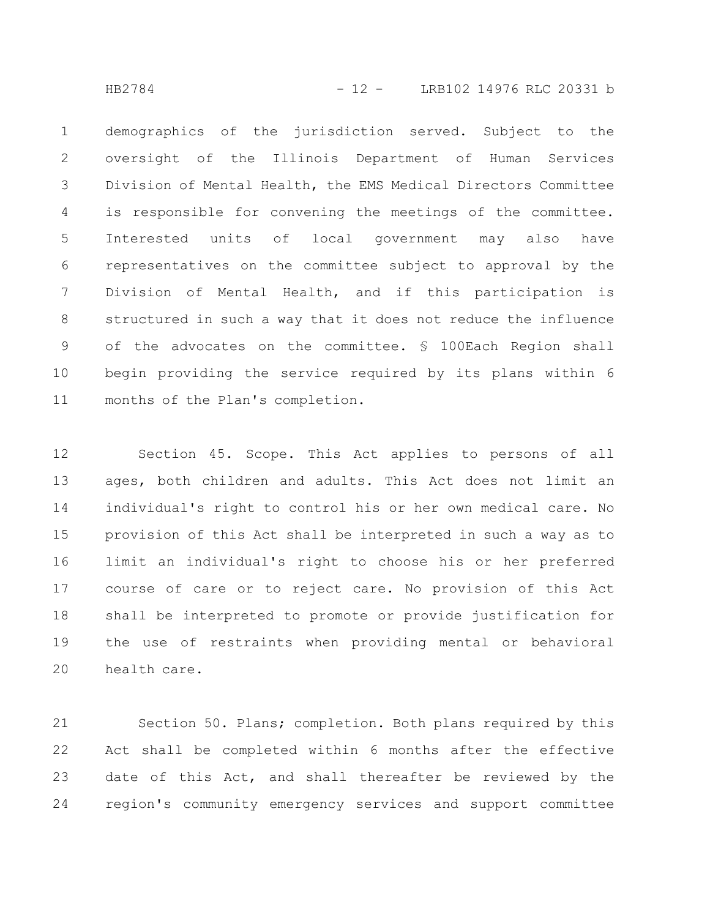demographics of the jurisdiction served. Subject to the oversight of the Illinois Department of Human Services Division of Mental Health, the EMS Medical Directors Committee is responsible for convening the meetings of the committee. Interested units of local government may also have representatives on the committee subject to approval by the Division of Mental Health, and if this participation is structured in such a way that it does not reduce the influence of the advocates on the committee. § 100Each Region shall begin providing the service required by its plans within 6 months of the Plan's completion.

Section 45. Scope. This Act applies to persons of all ages, both children and adults. This Act does not limit an individual's right to control his or her own medical care. No provision of this Act shall be interpreted in such a way as to limit an individual's right to choose his or her preferred course of care or to reject care. No provision of this Act shall be interpreted to promote or provide justification for the use of restraints when providing mental or behavioral health care.

Section 50. Plans; completion. Both plans required by this Act shall be completed within 6 months after the effective date of this Act, and shall thereafter be reviewed by the region's community emergency services and support committee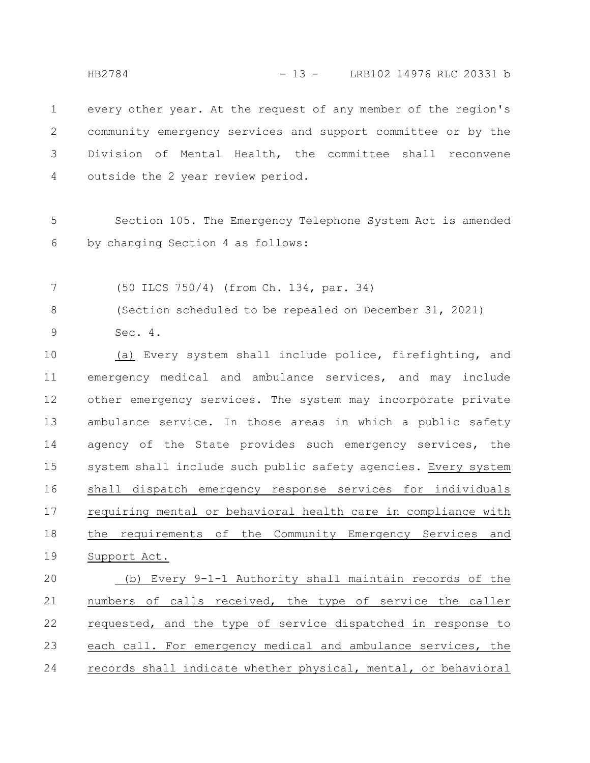every other year. At the request of any member of the region's community emergency services and support committee or by the Division of Mental Health, the committee shall reconvene outside the 2 year review period.

Section 105. The Emergency Telephone System Act is amended by changing Section 4 as follows:

(50 ILCS 750/4) (from Ch. 134, par. 34)

(Section scheduled to be repealed on December 31, 2021)

Sec. 4.

(a) Every system shall include police, firefighting, and emergency medical and ambulance services, and may include other emergency services. The system may incorporate private ambulance service. In those areas in which a public safety agency of the State provides such emergency services, the system shall include such public safety agencies. Every system shall dispatch emergency response services for individuals requiring mental or behavioral health care in compliance with the requirements of the Community Emergency Services and Support Act.

(b) Every 9-1-1 Authority shall maintain records of the numbers of calls received, the type of service the caller requested, and the type of service dispatched in response to each call. For emergency medical and ambulance services, the records shall indicate whether physical, mental, or behavioral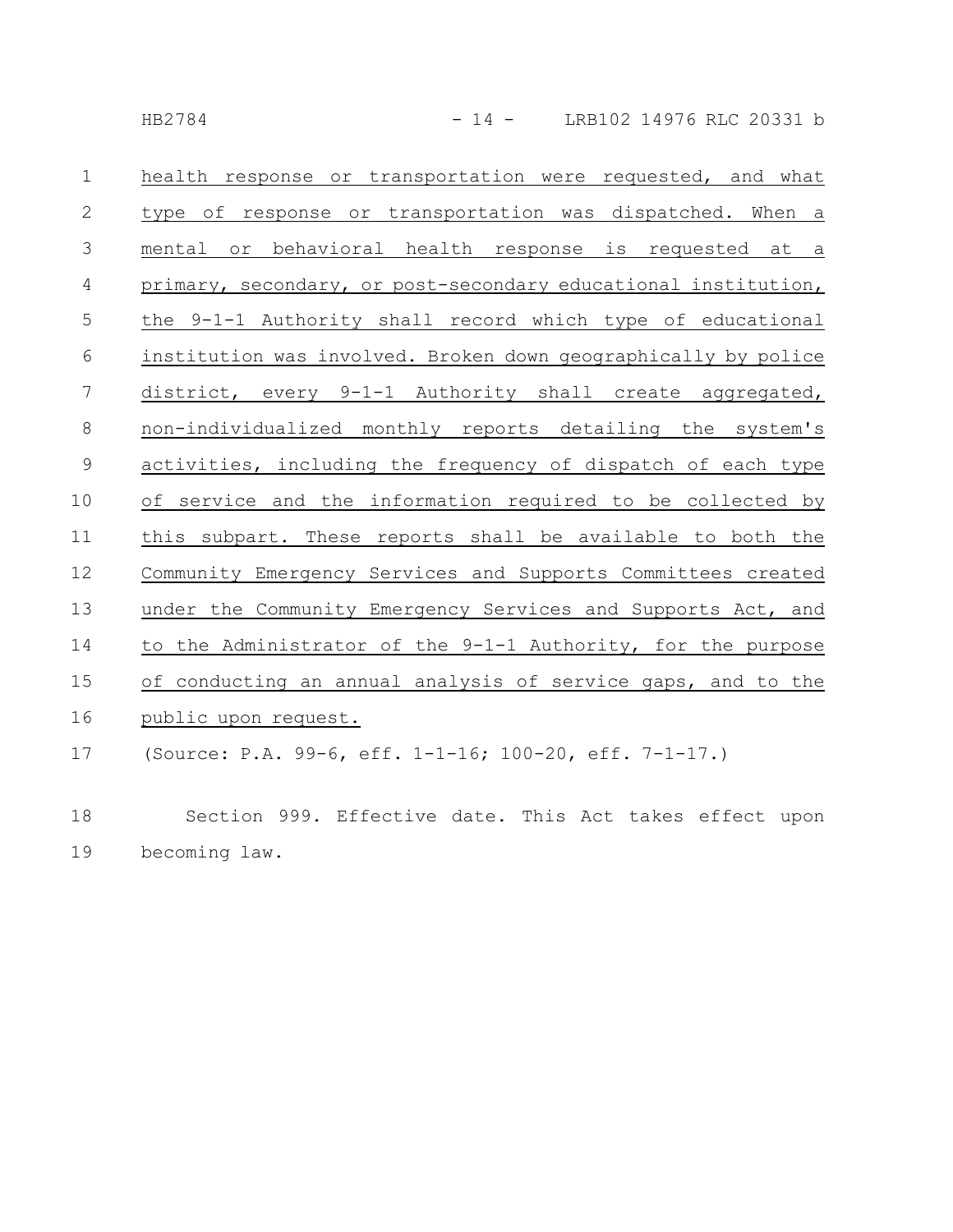health response or transportation were requested, and what type of response or transportation was dispatched. When a mental or behavioral health response is requested at a primary, secondary, or post-secondary educational institution, the 9-1-1 Authority shall record which type of educational institution was involved. Broken down geographically by police district, every 9-1-1 Authority shall create aggregated, non-individualized monthly reports detailing the system's activities, including the frequency of dispatch of each type of service and the information required to be collected by this subpart. These reports shall be available to both the Community Emergency Services and Supports Committees created under the Community Emergency Services and Supports Act, and to the Administrator of the 9-1-1 Authority, for the purpose of conducting an annual analysis of service gaps, and to the public upon request.

(Source: P.A. 99-6, eff. 1-1-16; 100-20, eff. 7-1-17.)

Section 999. Effective date. This Act takes effect upon becoming law.